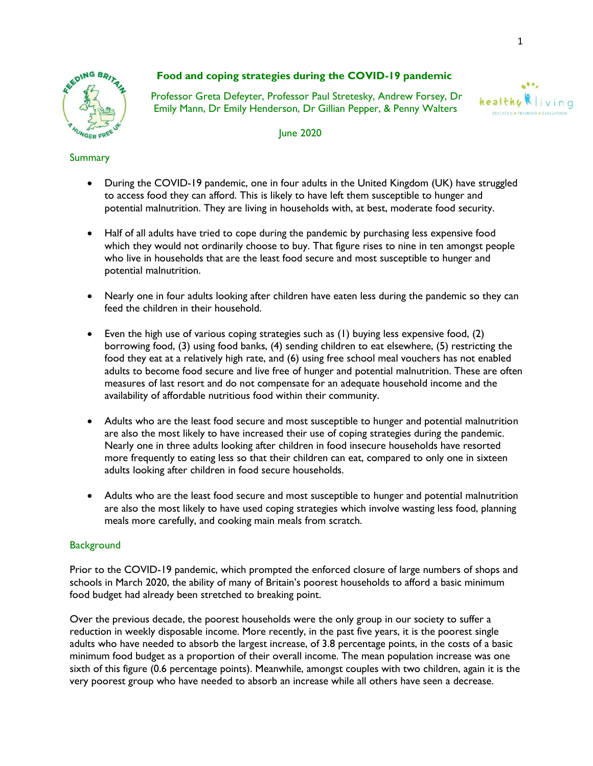# Food and coping strategies during the COVID-19 pandemic

Professor Greta Defeyter, Professor Paul Stretesky, Andrew Forsey, Dr Emily Mann, Dr Emily Henderson, Dr Gillian Pepper, & Penny Walters

June 2020

## Summary

- During the COVID-19 pandemic, one in four adults in the United Kingdom (UK) have struggled to access food they can afford. This is likely to have left them susceptible to hunger and potential malnutrition. They are living in households with, at best, moderate food security.
- Half of all adults have tried to cope during the pandemic by purchasing less expensive food which they would not ordinarily choose to buy. That figure rises to nine in ten amongst people who live in households that are the least food secure and most susceptible to hunger and potential malnutrition.
- Nearly one in four adults looking after children have eaten less during the pandemic so they can feed the children in their household.
- Even the high use of various coping strategies such as (1) buying less expensive food, (2) borrowing food, (3) using food banks, (4) sending children to eat elsewhere, (5) restricting the food they eat at a relatively high rate, and (6) using free school meal vouchers has not enabled adults to become food secure and live free of hunger and potential malnutrition. These are often measures of last resort and do not compensate for an adequate household income and the availability of affordable nutritious food within their community.
- Adults who are the least food secure and most susceptible to hunger and potential malnutrition are also the most likely to have increased their use of coping strategies during the pandemic. Nearly one in three adults looking after children in food insecure households have resorted more frequently to eating less so that their children can eat, compared to only one in sixteen adults looking after children in food secure households.
- Adults who are the least food secure and most susceptible to hunger and potential malnutrition are also the most likely to have used coping strategies which involve wasting less food, planning meals more carefully, and cooking main meals from scratch.

## Background

Prior to the COVID-19 pandemic, which prompted the enforced closure of large numbers of shops and schools in March 2020, the ability of many of Britain's poorest households to afford a basic minimum food budget had already been stretched to breaking point.

Over the previous decade, the poorest households were the only group in our society to suffer a reduction in weekly disposable income. More recently, in the past five years, it is the poorest single adults who have needed to absorb the largest increase, of 3.8 percentage points, in the costs of a basic minimum food budget as a proportion of their overall income. The mean population increase was one sixth of this figure (0.6 percentage points). Meanwhile, amongst couples with two children, again it is the very poorest group who have needed to absorb an increase while all others have seen a decrease.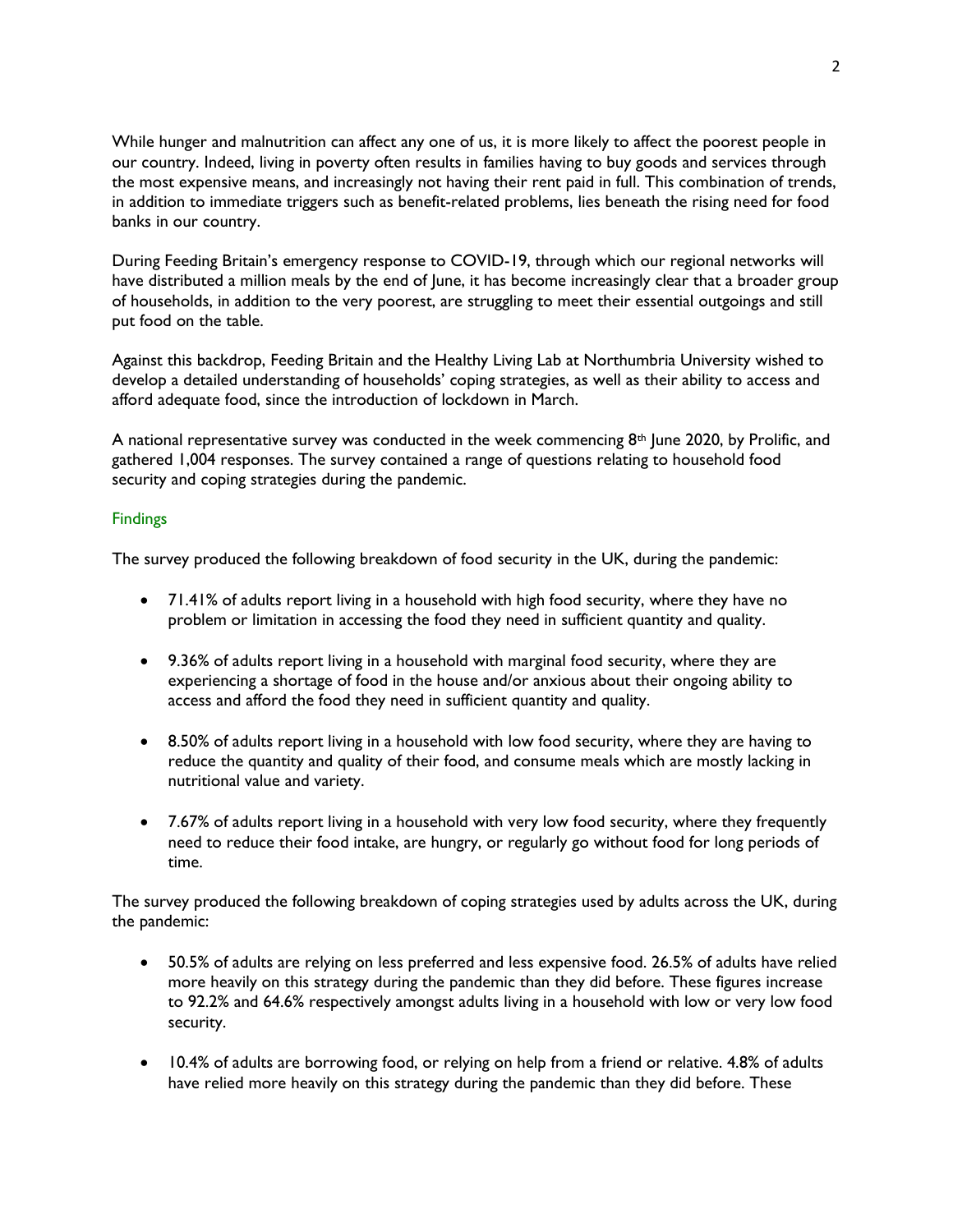While hunger and malnutrition can affect any one of us, it is more likely to affect the poorest people in our country. Indeed, living in poverty often results in families having to buy goods and services through the most expensive means, and increasingly not having their rent paid in full. This combination of trends, in addition to immediate triggers such as benefit-related problems, lies beneath the rising need for food banks in our country.

During Feeding Britain's emergency response to COVID-19, through which our regional networks will have distributed a million meals by the end of June, it has become increasingly clear that a broader group of households, in addition to the very poorest, are struggling to meet their essential outgoings and still put food on the table.

Against this backdrop, Feeding Britain and the Healthy Living Lab at Northumbria University wished to develop a detailed understanding of households' coping strategies, as well as their ability to access and afford adequate food, since the introduction of lockdown in March.

A national representative survey was conducted in the week commencing 8th June 2020, by Prolific, and gathered 1,004 responses. The survey contained a range of questions relating to household food security and coping strategies during the pandemic.

## Findings

The survey produced the following breakdown of food security in the UK, during the pandemic:

- 71.41% of adults report living in a household with high food security, where they have no problem or limitation in accessing the food they need in sufficient quantity and quality.

- 9.36% of adults report living in a household with marginal food security, where they are experiencing a shortage of food in the house and/or anxious about their ongoing ability to access and afford the food they need in sufficient quantity and quality.

- 8.50% of adults report living in a household with low food security, where they are having to reduce the quantity and quality of their food, and consume meals which are mostly lacking in nutritional value and variety.

- 7.67% of adults report living in a household with very low food security, where they frequently need to reduce their food intake, are hungry, or regularly go without food for long periods of time.

The survey produced the following breakdown of coping strategies used by adults across the UK, during the pandemic:

- 50.5% of adults are relying on less preferred and less expensive food. 26.5% of adults have relied more heavily on this strategy during the pandemic than they did before. These figures increase to 92.2% and 64.6% respectively amongst adults living in a household with low or very low food security.

- 10.4% of adults are borrowing food, or relying on help from a friend or relative. 4.8% of adults have relied more heavily on this strategy during the pandemic than they did before. These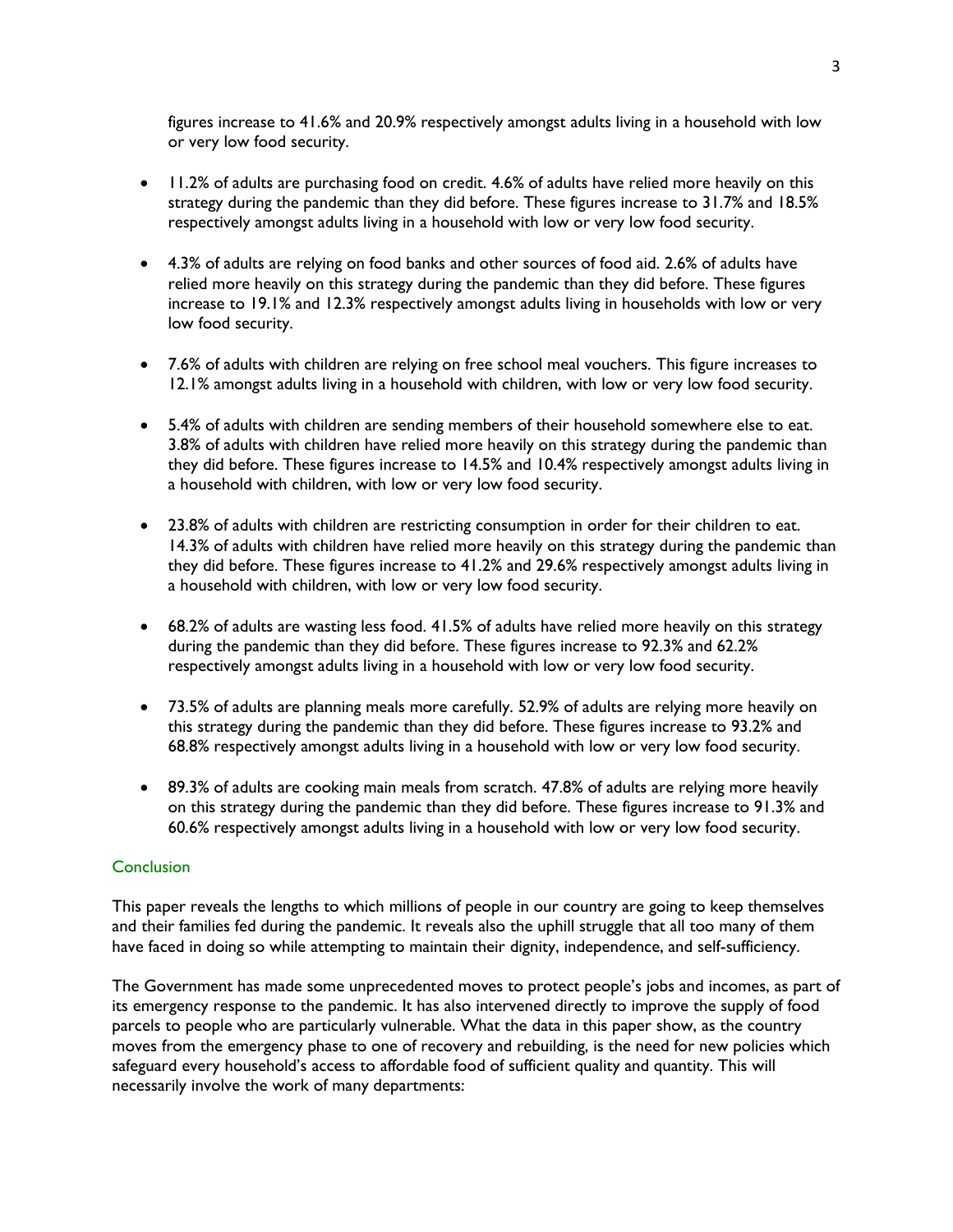figures increase to 41.6% and 20.9% respectively amongst adults living in a household with low or very low food security.

- 11.2% of adults are purchasing food on credit. 4.6% of adults have relied more heavily on this strategy during the pandemic than they did before. These figures increase to 31.7% and 18.5% respectively amongst adults living in a household with low or very low food security.

- 4.3% of adults are relying on food banks and other sources of food aid. 2.6% of adults have relied more heavily on this strategy during the pandemic than they did before. These figures increase to 19.1% and 12.3% respectively amongst adults living in households with low or very low food security.

- 7.6% of adults with children are relying on free school meal vouchers. This figure increases to 12.1% amongst adults living in a household with children, with low or very low food security.

- 5.4% of adults with children are sending members of their household somewhere else to eat. 3.8% of adults with children have relied more heavily on this strategy during the pandemic than they did before. These figures increase to 14.5% and 10.4% respectively amongst adults living in a household with children, with low or very low food security.

- 23.8% of adults with children are restricting consumption in order for their children to eat. 14.3% of adults with children have relied more heavily on this strategy during the pandemic than they did before. These figures increase to 41.2% and 29.6% respectively amongst adults living in a household with children, with low or very low food security.

- 68.2% of adults are wasting less food. 41.5% of adults have relied more heavily on this strategy during the pandemic than they did before. These figures increase to 92.3% and 62.2% respectively amongst adults living in a household with low or very low food security.

- 73.5% of adults are planning meals more carefully. 52.9% of adults are relying more heavily on this strategy during the pandemic than they did before. These figures increase to 93.2% and 68.8% respectively amongst adults living in a household with low or very low food security.

- 89.3% of adults are cooking main meals from scratch. 47.8% of adults are relying more heavily on this strategy during the pandemic than they did before. These figures increase to 91.3% and 60.6% respectively amongst adults living in a household with low or very low food security.

## Conclusion

This paper reveals the lengths to which millions of people in our country are going to keep themselves and their families fed during the pandemic. It reveals also the uphill struggle that all too many of them have faced in doing so while attempting to maintain their dignity, independence, and self-sufficiency.

The Government has made some unprecedented moves to protect people's jobs and incomes, as part of its emergency response to the pandemic. It has also intervened directly to improve the supply of food parcels to people who are particularly vulnerable. What the data in this paper show, as the country moves from the emergency phase to one of recovery and rebuilding, is the need for new policies which safeguard every household's access to affordable food of sufficient quality and quantity. This will necessarily involve the work of many departments: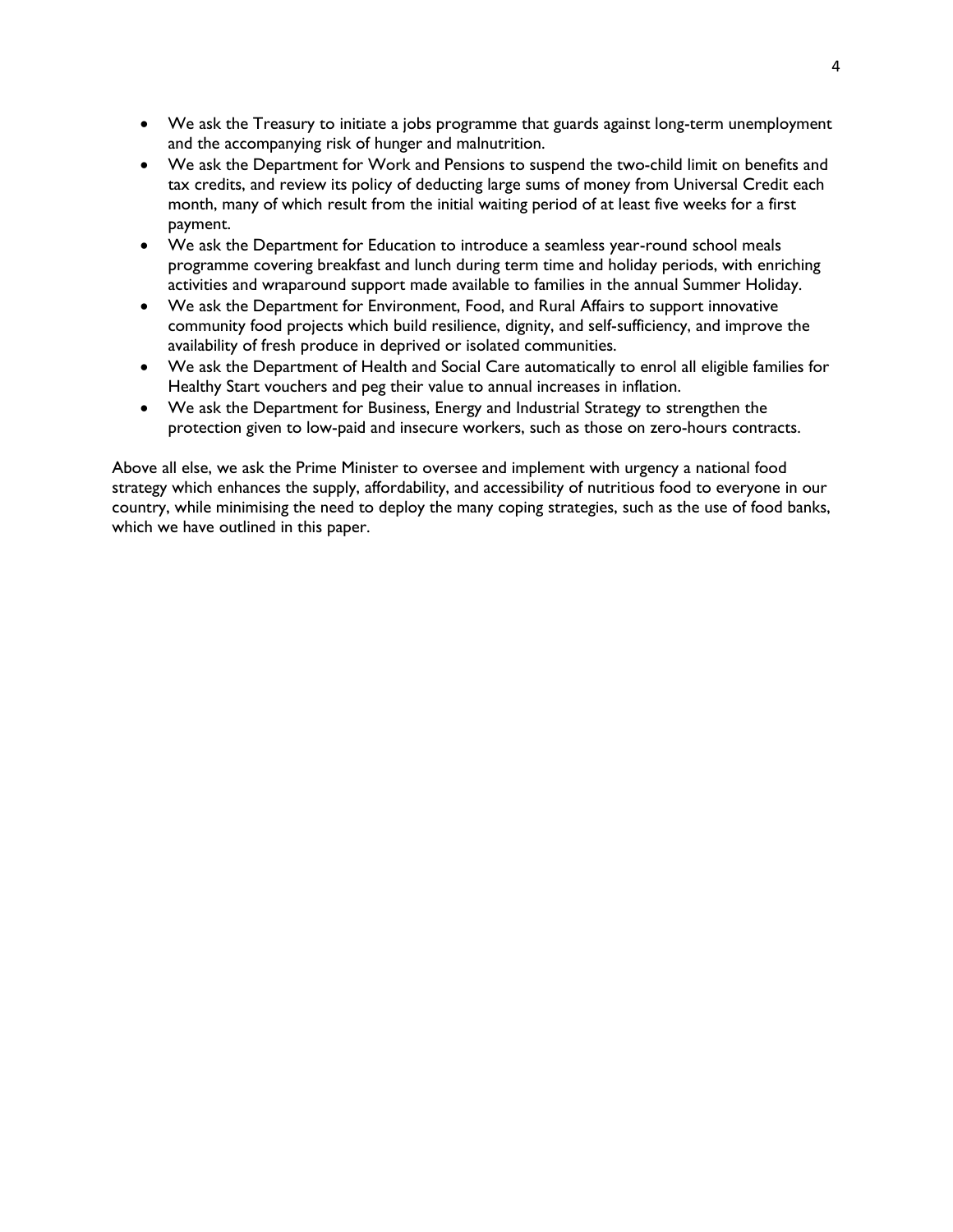- We ask the Treasury to initiate a jobs programme that guards against long-term unemployment and the accompanying risk of hunger and malnutrition.
- We ask the Department for Work and Pensions to suspend the two-child limit on benefits and tax credits, and review its policy of deducting large sums of money from Universal Credit each month, many of which result from the initial waiting period of at least five weeks for a first payment.
- We ask the Department for Education to introduce a seamless year-round school meals programme covering breakfast and lunch during term time and holiday periods, with enriching activities and wraparound support made available to families in the annual Summer Holiday.
- We ask the Department for Environment, Food, and Rural Affairs to support innovative community food projects which build resilience, dignity, and self-sufficiency, and improve the availability of fresh produce in deprived or isolated communities.
- We ask the Department of Health and Social Care automatically to enrol all eligible families for Healthy Start vouchers and peg their value to annual increases in inflation.
- We ask the Department for Business, Energy and Industrial Strategy to strengthen the protection given to low-paid and insecure workers, such as those on zero-hours contracts.

Above all else, we ask the Prime Minister to oversee and implement with urgency a national food strategy which enhances the supply, affordability, and accessibility of nutritious food to everyone in our country, while minimising the need to deploy the many coping strategies, such as the use of food banks, which we have outlined in this paper.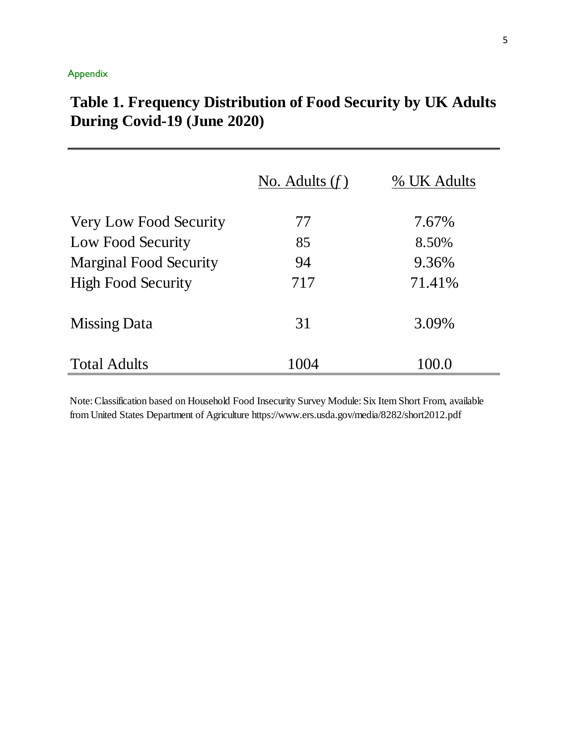Appendix

## Table 1. Frequency Distribution of Food Security by UK Adults During Covid-19 (June 2020)

| | No. Adults (*f*) | % UK Adults |
|---|---|---|
| Very Low Food Security | 77 | 7.67% |
| Low Food Security | 85 | 8.50% |
| Marginal Food Security | 94 | 9.36% |
| High Food Security | 717 | 71.41% |
| Missing Data | 31 | 3.09% |
| Total Adults | 1004 | 100.0 |

Note: Classification based on Household Food Insecurity Survey Module: Six Item Short From, available from United States Department of Agriculture https://www.ers.usda.gov/media/8282/short2012.pdf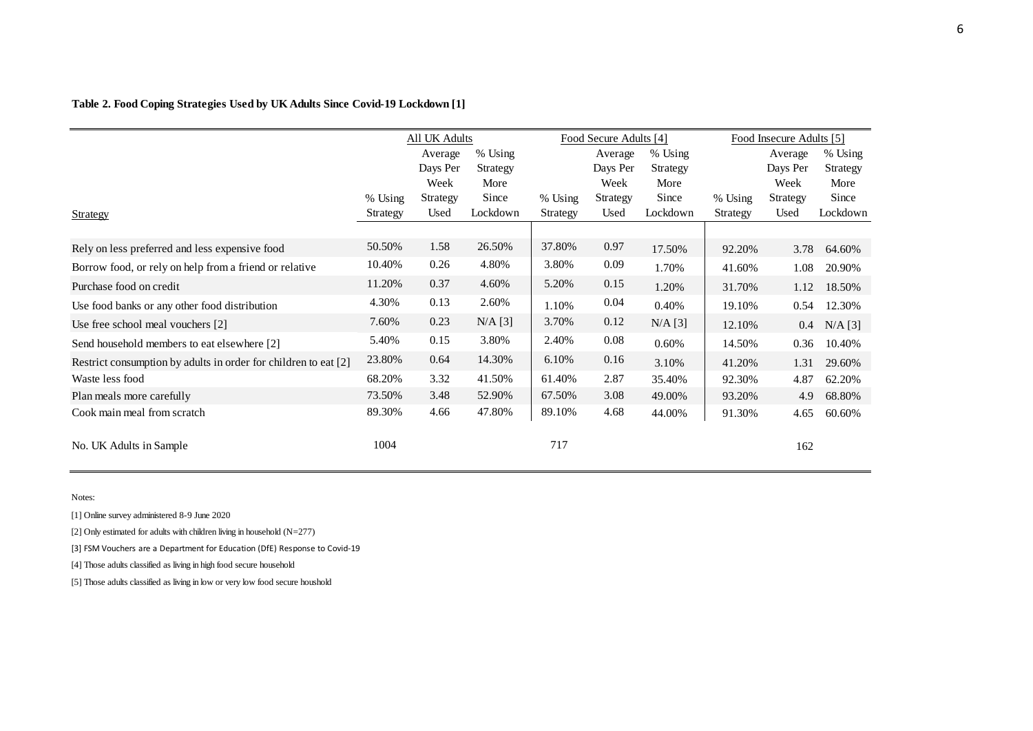**Table 2. Food Coping Strategies Used by UK Adults Since Covid-19 Lockdown [1]**

| | All UK Adults | | | Food Secure Adults [4] | | | Food Insecure Adults [5] | | |
|---|---|---|---|---|---|---|---|---|---|
| Strategy | % Using Strategy | Average Days Per Week Strategy Used | % Using Strategy More Since Lockdown | % Using Strategy | Average Days Per Week Strategy Used | % Using Strategy More Since Lockdown | % Using Strategy | Average Days Per Week Strategy Used | % Using Strategy More Since Lockdown |
| Rely on less preferred and less expensive food | 50.50% | 1.58 | 26.50% | 37.80% | 0.97 | 17.50% | 92.20% | 3.78 | 64.60% |
| Borrow food, or rely on help from a friend or relative | 10.40% | 0.26 | 4.80% | 3.80% | 0.09 | 1.70% | 41.60% | 1.08 | 20.90% |
| Purchase food on credit | 11.20% | 0.37 | 4.60% | 5.20% | 0.15 | 1.20% | 31.70% | 1.12 | 18.50% |
| Use food banks or any other food distribution | 4.30% | 0.13 | 2.60% | 1.10% | 0.04 | 0.40% | 19.10% | 0.54 | 12.30% |
| Use free school meal vouchers [2] | 7.60% | 0.23 | N/A [3] | 3.70% | 0.12 | N/A [3] | 12.10% | 0.4 | N/A [3] |
| Send household members to eat elsewhere [2] | 5.40% | 0.15 | 3.80% | 2.40% | 0.08 | 0.60% | 14.50% | 0.36 | 10.40% |
| Restrict consumption by adults in order for children to eat [2] | 23.80% | 0.64 | 14.30% | 6.10% | 0.16 | 3.10% | 41.20% | 1.31 | 29.60% |
| Waste less food | 68.20% | 3.32 | 41.50% | 61.40% | 2.87 | 35.40% | 92.30% | 4.87 | 62.20% |
| Plan meals more carefully | 73.50% | 3.48 | 52.90% | 67.50% | 3.08 | 49.00% | 93.20% | 4.9 | 68.80% |
| Cook main meal from scratch | 89.30% | 4.66 | 47.80% | 89.10% | 4.68 | 44.00% | 91.30% | 4.65 | 60.60% |
| No. UK Adults in Sample | 1004 | | | 717 | | | | 162 | |

Notes:

[1] Online survey administered 8-9 June 2020

[2] Only estimated for adults with children living in household (N=277)

[3] FSM Vouchers are a Department for Education (DfE) Response to Covid-19

[4] Those adults classified as living in high food secure household

[5] Those adults classified as living in low or very low food secure houshold